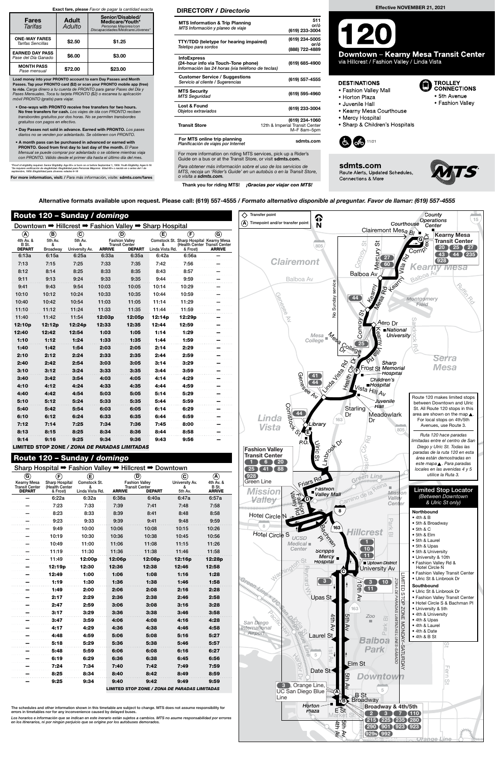**Exact fare, please** *Favor de pagar la cantidad exacta*

| Fares *Tarifas* | Adult *Adulto* | Senior/Disabled/ Medicare/Youth* *Personas Mayores/con Discapacidades/Medicare/Jóvenes** |
|---|---|---|
| **ONE-WAY FARES** *Tarifas Sencillas* | $2.50 | $1.25 |
| **EARNED DAY PASS** *Pase del Día Ganado* | $6.00 | $3.00 |
| **MONTH PASS** *Pase mensual* | $72.00 | $23.00 |

**Load money into your PRONTO account to earn Day Passes and Month Passes. Tap your PRONTO card ($2) or scan your PRONTO mobile app (free) to ride.** *Carga dinero a tu cuenta de PRONTO para ganar Pases del Día y Pases Mensuales. Toca tu tarjeta PRONTO ($2) o escanea tu aplicación móvil PRONTO (gratis) para viajar.*

- **One-ways with PRONTO receive free transfers for two hours. No free transfers for cash.** *Los viajes de ida con PRONTO reciben transbordes gratuitos por dos horas. No se permiten transbordes gratuitos con pagos en efectivo.*
- **Day Passes not sold in advance. Earned with PRONTO.** *Los pases diarios no se venden por adelantado. Se obtienen con PRONTO.*
- **A month pass can be purchased in advanced or earned with PRONTO. Good from first day to last day of the month.** *El Pase Mensual se puede comprar por adelantado o se obtiene mientras viaja con PRONTO. Válido desde el primer día hasta el último día del mes.*

*Proof of eligibility required. Senior Eligibility: Age 65+ or born on or before September 1, 1959. Youth Eligibility: Ages 6-18
*Se requiere verificación de elegibilidad. Elegibilidad para Personas Mayores: Edad 65+ o nacido en o antes del 1 de septiembre, 1959. Elegibilidad para Jóvenes: edades 6-18

**For more information, visit:** *Para más información, visite:* **sdmts.com/fares**

## DIRECTORY / *Directorio*

| | |
|---|---|
| **MTS Information & Trip Planning** *MTS Información y planeo de viaje* | 511 or/ó (619) 233-3004 |
| **TTY/TDD (teletype for hearing impaired)** *Teletipo para sordos* | (619) 234-5005 or/ó (888) 722-4889 |
| **InfoExpress (24-hour info via Touch-Tone phone)** *Información las 24 horas (via teléfono de teclas)* | (619) 685-4900 |
| **Customer Service / Suggestions** *Servicio al cliente / Sugerencias* | (619) 557-4555 |
| **MTS Security** *MTS Seguridad* | (619) 595-4960 |
| **Lost & Found** *Objetos extraviados* | (619) 233-3004 |
| **Transit Store** | (619) 234-1060 12th & Imperial Transit Center M–F 8am–5pm |
| **For MTS online trip planning** *Planificación de viajes por Internet* | sdmts.com |

For more information on riding MTS services, pick up a Rider's Guide on a bus or at the Transit Store, or visit **sdmts.com.**

*Para obtener más información sobre el uso de los servicios de MTS, recoja un 'Rider's Guide' en un autobús o en la Transit Store, o visita a* **sdmts.com.**

**Thank you for riding MTS!** ***¡Gracias por viajar con MTS!***

**Effective NOVEMBER 21, 2021**

# 120

## Downtown – Kearny Mesa Transit Center

via Hillcrest / Fashion Valley / Linda Vista

### DESTINATIONS

- Fashion Valley Mall
- Horton Plaza
- Juvenile Hall
- Kearny Mesa Courthouse
- Mercy Hospital
- Sharp & Children's Hospitals

### TROLLEY CONNECTIONS

- 5th Avenue
- Fashion Valley

11/21

**sdmts.com**
Route Alerts, Updated Schedules, Connections & More

**Alternative formats available upon request. Please call: (619) 557-4555 /** ***Formato alternativo disponible al preguntar. Favor de llamar: (619) 557-4555***

## Route 120 – Sunday / *domingo*

Downtown ➡ Hillcrest ➡ Fashion Valley ➡ Sharp Hospital

| (A) 4th Av. & B St. DEPART | (B) 5th Av. & Broadway | (C) 5th Av. & University Av. | (D) Fashion Valley Transit Center ARRIVE | (D) Fashion Valley Transit Center DEPART | (E) Comstock St. & Linda Vista Rd. | (F) Sharp Hospital (Health Center & Frost) | (G) Kearny Mesa Transit Center ARRIVE |
|---|---|---|---|---|---|---|---|
| 6:13a | 6:15a | 6:25a | 6:33a | 6:35a | 6:42a | 6:56a | – |
| 7:13 | 7:15 | 7:25 | 7:33 | 7:35 | 7:42 | 7:56 | – |
| 8:12 | 8:14 | 8:25 | 8:33 | 8:35 | 8:43 | 8:57 | – |
| 9:11 | 9:13 | 9:24 | 9:33 | 9:35 | 9:44 | 9:59 | – |
| 9:41 | 9:43 | 9:54 | 10:03 | 10:05 | 10:14 | 10:29 | – |
| 10:10 | 10:12 | 10:24 | 10:33 | 10:35 | 10:44 | 10:59 | – |
| 10:40 | 10:42 | 10:54 | 11:03 | 11:05 | 11:14 | 11:29 | – |
| 11:10 | 11:12 | 11:24 | 11:33 | 11:35 | 11:44 | 11:59 | – |
| 11:40 | 11:42 | 11:54 | 12:03p | 12:05p | 12:14p | 12:29p | – |
| 12:10p | 12:12p | 12:24p | 12:33 | 12:35 | 12:44 | 12:59 | – |
| 12:40 | 12:42 | 12:54 | 1:03 | 1:05 | 1:14 | 1:29 | – |
| 1:10 | 1:12 | 1:24 | 1:33 | 1:35 | 1:44 | 1:59 | – |
| 1:40 | 1:42 | 1:54 | 2:03 | 2:05 | 2:14 | 2:29 | – |
| 2:10 | 2:12 | 2:24 | 2:33 | 2:35 | 2:44 | 2:59 | – |
| 2:40 | 2:42 | 2:54 | 3:03 | 3:05 | 3:14 | 3:29 | – |
| 3:10 | 3:12 | 3:24 | 3:33 | 3:35 | 3:44 | 3:59 | – |
| 3:40 | 3:42 | 3:54 | 4:03 | 4:05 | 4:14 | 4:29 | – |
| 4:10 | 4:12 | 4:24 | 4:33 | 4:35 | 4:44 | 4:59 | – |
| 4:40 | 4:42 | 4:54 | 5:03 | 5:05 | 5:14 | 5:29 | – |
| 5:10 | 5:12 | 5:24 | 5:33 | 5:35 | 5:44 | 5:59 | – |
| 5:40 | 5:42 | 5:54 | 6:03 | 6:05 | 6:14 | 6:29 | – |
| 6:10 | 6:12 | 6:24 | 6:33 | 6:35 | 6:44 | 6:59 | – |
| 7:12 | 7:14 | 7:25 | 7:34 | 7:36 | 7:45 | 8:00 | – |
| 8:13 | 8:15 | 8:25 | 8:34 | 8:36 | 8:44 | 8:58 | – |
| 9:14 | 9:16 | 9:25 | 9:34 | 9:36 | 9:43 | 9:56 | – |

**LIMITED STOP ZONE / *ZONA DE PARADAS LIMITADAS***

## Route 120 – Sunday / *domingo*

Sharp Hospital ➡ Fashion Valley ➡ Hillcrest ➡ Downtown

| (G) Kearny Mesa Transit Center DEPART | (F) Sharp Hospital (Health Center & Frost) | (E) Comstock St. & Linda Vista Rd. | (D) Fashion Valley Transit Center ARRIVE | (D) Fashion Valley Transit Center DEPART | (C) University Av. & 5th Av. | (A) 4th Av. & B St. ARRIVE |
|---|---|---|---|---|---|---|
| – | 6:22a | 6:32a | 6:38a | 6:40a | 6:47a | 6:57a |
| – | 7:23 | 7:33 | 7:39 | 7:41 | 7:48 | 7:58 |
| – | 8:23 | 8:33 | 8:39 | 8:41 | 8:48 | 8:58 |
| – | 9:23 | 9:33 | 9:39 | 9:41 | 9:48 | 9:59 |
| – | 9:49 | 10:00 | 10:06 | 10:08 | 10:15 | 10:26 |
| – | 10:19 | 10:30 | 10:36 | 10:38 | 10:45 | 10:56 |
| – | 10:49 | 11:00 | 11:06 | 11:08 | 11:15 | 11:26 |
| – | 11:19 | 11:30 | 11:36 | 11:38 | 11:46 | 11:58 |
| – | 11:49 | 12:00p | 12:06p | 12:08p | 12:16p | 12:28p |
| – | 12:19p | 12:30 | 12:36 | 12:38 | 12:46 | 12:58 |
| – | 12:49 | 1:00 | 1:06 | 1:08 | 1:16 | 1:28 |
| – | 1:19 | 1:30 | 1:36 | 1:38 | 1:46 | 1:58 |
| – | 1:49 | 2:00 | 2:06 | 2:08 | 2:16 | 2:28 |
| – | 2:17 | 2:29 | 2:36 | 2:38 | 2:46 | 2:58 |
| – | 2:47 | 2:59 | 3:06 | 3:08 | 3:16 | 3:28 |
| – | 3:17 | 3:29 | 3:36 | 3:38 | 3:46 | 3:58 |
| – | 3:47 | 3:59 | 4:06 | 4:08 | 4:16 | 4:28 |
| – | 4:17 | 4:29 | 4:36 | 4:38 | 4:46 | 4:58 |
| – | 4:48 | 4:59 | 5:06 | 5:08 | 5:16 | 5:27 |
| – | 5:18 | 5:29 | 5:36 | 5:38 | 5:46 | 5:57 |
| – | 5:48 | 5:59 | 6:06 | 6:08 | 6:16 | 6:27 |
| – | 6:19 | 6:29 | 6:36 | 6:38 | 6:45 | 6:56 |
| – | 7:24 | 7:34 | 7:40 | 7:42 | 7:49 | 7:59 |
| – | 8:25 | 8:34 | 8:40 | 8:42 | 8:49 | 8:59 |
| – | 9:25 | 9:34 | 9:40 | 9:42 | 9:49 | 9:59 |

**LIMITED STOP ZONE / *ZONA DE PARADAS LIMITADAS***

The schedules and other information shown in this timetable are subject to change. MTS does not assume responsibility for errors in timetables nor for any inconvenience caused by delayed buses.

*Los horarios e información que se indican en este inerario están sujetos a cambios. MTS no asume responsabilidad por errores en los itinerarios, ni por ningún perjuicio que se origine por los autobuses demorados.*

◇ Transfer point
(A) Timepoint and/or transfer point

Route 120 makes limited stops between Downtown and Ulric St. All Route 120 stops in this area are shown on the map ▲. For local stops on 4th/5th Avenues, use Route 3.

*Ruta 120 hace paradas limitadas entre el centro de San Diego y Ulric St. Todas las paradas de la ruta 120 en esta área están demostradas en este mapa ▲. Para paradas locales en las avenidas 4 y 5 utilice la Ruta 3.*

### Limited Stop Locator
*(Between Downtown & Ulric St only)*

**Northbound**
- 4th & B
- 5th & Broadway
- 5th & C
- 5th & Elm
- 5th & Laurel
- 5th & Upas
- 5th & University
- University & 10th
- Fashion Valley Rd & Hotel Circle N
- Fashion Valley Transit Center
- Ulric St & Linbrook Dr

**Southbound**
- Ulric St & Linbrook Dr
- Fashion Valley Transit Center
- Hotel Circle S & Bachman Pl
- University & 5th
- 4th & University
- 4th & Upas
- 4th & Laurel
- 4th & Date
- 4th & B St

LIMITED STOP ZONE MONDAY–SATURDAY / *ZONA DE PARADAS LIMITADAS LUNES–SÁBADO*

Kearny Mesa Transit Center: 20, 25, 27, 43, 44, 235, 928

Fashion Valley Transit Center: 1, 6, 20, 25, 41, 88, 928, Green Line

Broadway & 4th/5th: 2, 3, 7, 110, 215, 225, 235, 280, 290, 901, 923, 923, 929, 992

3, Orange Line, UC San Diego Blue Line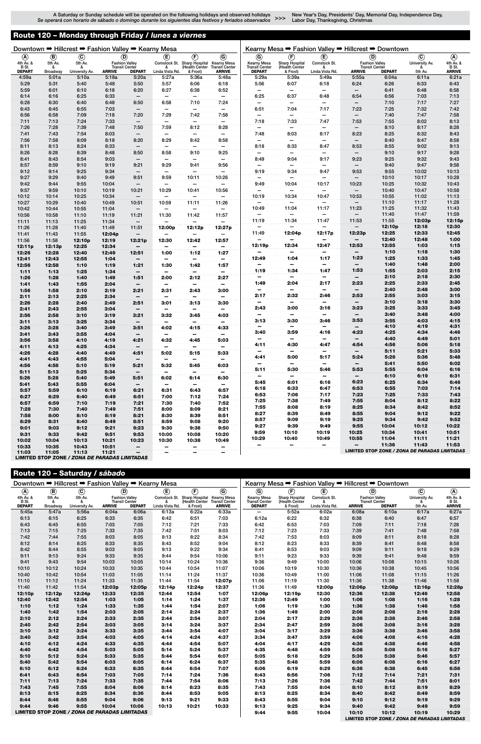A Saturday or Sunday schedule will be operated on the following holidays and observed holidays >>> New Year's Day, Presidents' Day, Memorial Day, Independence Day, Labor Day, Thanksgiving, Christmas

*Se operará con horario de sábado o domingo durante los siguientes días festivos y feriados observados*

## Route 120 – Monday through Friday / *lunes a viernes*

### Downtown ➡ Hillcrest ➡ Fashion Valley ➡ Kearny Mesa

| (A) 4th Av. & B St. DEPART | (B) 5th Av. & Broadway | (C) 5th Av. & University Av. | (D) Fashion Valley Transit Center ARRIVE | (D) Fashion Valley Transit Center DEPART | (E) Comstock St. & Linda Vista Rd. | (F) Sharp Hospital (Health Center & Frost) | (G) Kearny Mesa Transit Center ARRIVE |
|---|---|---|---|---|---|---|---|
| 4:59a | 5:01a | 5:10a | 5:18a | 5:20a | 5:27a | 5:36a | 5:48a |
| 5:29 | 5:31 | 5:40 | 5:48 | 5:50 | 5:57 | 6:06 | 6:18 |
| 5:59 | 6:01 | 6:10 | 6:18 | 6:20 | 6:27 | 6:38 | 6:52 |
| 6:14 | 6:16 | 6:25 | 6:33 | – | – | – | – |
| 6:28 | 6:30 | 6:40 | 6:48 | 6:50 | 6:58 | 7:10 | 7:24 |
| 6:43 | 6:45 | 6:55 | 7:03 | – | – | – | – |
| 6:56 | 6:58 | 7:09 | 7:18 | 7:20 | 7:29 | 7:42 | 7:58 |
| 7:11 | 7:13 | 7:24 | 7:33 | – | – | – | – |
| 7:26 | 7:28 | 7:39 | 7:48 | 7:50 | 7:59 | 8:12 | 8:28 |
| 7:41 | 7:43 | 7:54 | 8:03 | – | – | – | – |
| 7:56 | 7:58 | 8:09 | 8:18 | 8:20 | 8:29 | 8:42 | 8:58 |
| 8:11 | 8:13 | 8:24 | 8:33 | – | – | – | – |
| 8:26 | 8:28 | 8:39 | 8:48 | 8:50 | 8:58 | 9:10 | 9:25 |
| 8:41 | 8:43 | 8:54 | 9:03 | – | – | – | – |
| 8:57 | 8:59 | 9:10 | 9:19 | 9:21 | 9:29 | 9:41 | 9:56 |
| 9:12 | 9:14 | 9:25 | 9:34 | – | – | – | – |
| 9:27 | 9:29 | 9:40 | 9:49 | 9:51 | 9:59 | 10:11 | 10:26 |
| 9:42 | 9:44 | 9:55 | 10:04 | – | – | – | – |
| 9:57 | 9:59 | 10:10 | 10:19 | 10:21 | 10:29 | 10:41 | 10:56 |
| 10:12 | 10:14 | 10:25 | 10:34 | – | – | – | – |
| 10:27 | 10:29 | 10:40 | 10:49 | 10:51 | 10:59 | 11:11 | 11:26 |
| 10:42 | 10:44 | 10:55 | 11:04 | – | – | – | – |
| 10:56 | 10:58 | 11:10 | 11:19 | 11:21 | 11:30 | 11:42 | 11:57 |
| 11:11 | 11:13 | 11:25 | 11:34 | – | – | – | – |
| 11:26 | 11:28 | 11:40 | 11:49 | 11:51 | **12:00p** | **12:12p** | **12:27p** |
| 11:41 | 11:43 | 11:55 | **12:04p** | – | – | – | – |
| 11:56 | 11:58 | **12:10p** | **12:19** | **12:21p** | **12:30** | **12:42** | **12:57** |
| **12:11p** | **12:13p** | **12:25** | **12:34** | – | – | – | – |
| **12:26** | **12:28** | **12:40** | **12:49** | **12:51** | **1:00** | **1:12** | **1:27** |
| **12:41** | **12:43** | **12:55** | **1:04** | – | – | – | – |
| **12:56** | **12:58** | **1:10** | **1:19** | **1:21** | **1:30** | **1:42** | **1:57** |
| **1:11** | **1:13** | **1:25** | **1:34** | – | – | – | – |
| **1:26** | **1:28** | **1:40** | **1:49** | **1:51** | **2:00** | **2:12** | **2:27** |
| **1:41** | **1:43** | **1:55** | **2:04** | – | – | – | – |
| **1:56** | **1:58** | **2:10** | **2:19** | **2:21** | **2:31** | **2:43** | **3:00** |
| **2:11** | **2:13** | **2:25** | **2:34** | – | – | – | – |
| **2:26** | **2:28** | **2:40** | **2:49** | **2:51** | **3:01** | **3:13** | **3:30** |
| **2:41** | **2:43** | **2:55** | **3:04** | – | – | – | – |
| **2:56** | **2:58** | **3:10** | **3:19** | **3:21** | **3:32** | **3:45** | **4:03** |
| **3:11** | **3:13** | **3:25** | **3:34** | – | – | – | – |
| **3:26** | **3:28** | **3:40** | **3:49** | **3:51** | **4:02** | **4:15** | **4:33** |
| **3:41** | **3:43** | **3:55** | **4:04** | – | – | – | – |
| **3:56** | **3:58** | **4:10** | **4:19** | **4:21** | **4:32** | **4:45** | **5:03** |
| **4:11** | **4:13** | **4:25** | **4:34** | – | – | – | – |
| **4:26** | **4:28** | **4:40** | **4:49** | **4:51** | **5:02** | **5:15** | **5:33** |
| **4:41** | **4:43** | **4:55** | **5:04** | – | – | – | – |
| **4:56** | **4:58** | **5:10** | **5:19** | **5:21** | **5:32** | **5:45** | **6:03** |
| **5:11** | **5:13** | **5:25** | **5:34** | – | – | – | – |
| **5:26** | **5:28** | **5:40** | **5:49** | **5:51** | **6:02** | **6:14** | **6:30** |
| **5:41** | **5:43** | **5:55** | **6:04** | – | – | – | – |
| **5:57** | **5:59** | **6:10** | **6:19** | **6:21** | **6:31** | **6:43** | **6:57** |
| **6:27** | **6:29** | **6:40** | **6:49** | **6:51** | **7:00** | **7:12** | **7:24** |
| **6:57** | **6:59** | **7:10** | **7:19** | **7:21** | **7:30** | **7:40** | **7:52** |
| **7:28** | **7:30** | **7:40** | **7:49** | **7:51** | **8:00** | **8:09** | **8:21** |
| **7:58** | **8:00** | **8:10** | **8:19** | **8:21** | **8:30** | **8:39** | **8:51** |
| **8:29** | **8:31** | **8:40** | **8:49** | **8:51** | **8:59** | **9:08** | **9:20** |
| **9:01** | **9:03** | **9:12** | **9:21** | **9:23** | **9:30** | **9:38** | **9:50** |
| **9:31** | **9:33** | **9:42** | **9:51** | **9:53** | **10:00** | **10:08** | **10:20** |
| **10:02** | **10:04** | **10:13** | **10:21** | **10:23** | **10:30** | **10:38** | **10:49** |
| **10:33** | **10:35** | **10:43** | **10:51** | – | – | – | – |
| **11:03** | **11:05** | **11:13** | **11:21** | – | – | – | – |

**LIMITED STOP ZONE / *ZONA DE PARADAS LIMITADAS***

### Kearny Mesa ➡ Fashion Valley ➡ Hillcrest ➡ Downtown

| (G) Kearny Mesa Transit Center DEPART | (F) Sharp Hospital (Health Center & Frost) | (E) Comstock St. & Linda Vista Rd. | (D) Fashion Valley Transit Center ARRIVE | (D) Fashion Valley Transit Center DEPART | (C) University Av. & 5th Av. | (A) 4th Av. & B St. ARRIVE |
|---|---|---|---|---|---|---|
| 5:29a | 5:39a | 5:49a | 5:55a | 6:04a | 6:11a | 6:21a |
| 5:56 | 6:07 | 6:18 | 6:24 | 6:26 | 6:33 | 6:43 |
| – | – | – | – | 6:41 | 6:48 | 6:58 |
| 6:25 | 6:37 | 6:48 | 6:54 | 6:56 | 7:03 | 7:13 |
| – | – | – | – | 7:10 | 7:17 | 7:27 |
| 6:51 | 7:04 | 7:17 | 7:23 | 7:25 | 7:32 | 7:42 |
| – | – | – | – | 7:40 | 7:47 | 7:58 |
| 7:18 | 7:33 | 7:47 | 7:53 | 7:55 | 8:02 | 8:13 |
| – | – | – | – | 8:10 | 8:17 | 8:28 |
| 7:48 | 8:03 | 8:17 | 8:23 | 8:25 | 8:32 | 8:43 |
| – | – | – | – | 8:40 | 8:47 | 8:58 |
| 8:18 | 8:33 | 8:47 | 8:53 | 8:55 | 9:02 | 9:13 |
| – | – | – | – | 9:10 | 9:17 | 9:28 |
| 8:49 | 9:04 | 9:17 | 9:23 | 9:25 | 9:32 | 9:43 |
| – | – | – | – | 9:40 | 9:47 | 9:58 |
| 9:19 | 9:34 | 9:47 | 9:53 | 9:55 | 10:02 | 10:13 |
| – | – | – | – | 10:10 | 10:17 | 10:28 |
| 9:49 | 10:04 | 10:17 | 10:23 | 10:25 | 10:32 | 10:43 |
| – | – | – | – | 10:40 | 10:47 | 10:58 |
| 10:19 | 10:34 | 10:47 | 10:53 | 10:55 | 11:02 | 11:13 |
| – | – | – | – | 11:10 | 11:17 | 11:28 |
| 10:49 | 11:04 | 11:17 | 11:23 | 11:25 | 11:32 | 11:43 |
| – | – | – | – | 11:40 | 11:47 | 11:59 |
| 11:19 | 11:34 | 11:47 | 11:53 | 11:55 | **12:03p** | **12:15p** |
| – | – | – | – | **12:10p** | **12:18** | **12:30** |
| 11:49 | **12:04p** | **12:17p** | **12:23p** | **12:25** | **12:33** | **12:45** |
| – | – | – | – | **12:40** | **12:48** | **1:00** |
| **12:19p** | **12:34** | **12:47** | **12:53** | **12:55** | **1:03** | **1:15** |
| – | – | – | – | **1:10** | **1:18** | **1:30** |
| **12:49** | **1:04** | **1:17** | **1:23** | **1:25** | **1:33** | **1:45** |
| – | – | – | – | **1:40** | **1:48** | **2:00** |
| **1:19** | **1:34** | **1:47** | **1:53** | **1:55** | **2:03** | **2:15** |
| – | – | – | – | **2:10** | **2:18** | **2:30** |
| **1:49** | **2:04** | **2:17** | **2:23** | **2:25** | **2:33** | **2:45** |
| – | – | – | – | **2:40** | **2:48** | **3:00** |
| **2:17** | **2:32** | **2:46** | **2:53** | **2:55** | **3:03** | **3:15** |
| – | – | – | – | **3:10** | **3:18** | **3:30** |
| **2:43** | **3:00** | **3:16** | **3:23** | **3:25** | **3:33** | **3:45** |
| – | – | – | – | **3:40** | **3:48** | **4:00** |
| **3:13** | **3:30** | **3:46** | **3:53** | **3:55** | **4:03** | **4:15** |
| – | – | – | – | **4:10** | **4:19** | **4:31** |
| **3:40** | **3:59** | **4:16** | **4:23** | **4:25** | **4:34** | **4:46** |
| – | – | – | – | **4:40** | **4:49** | **5:01** |
| **4:11** | **4:30** | **4:47** | **4:54** | **4:56** | **5:06** | **5:18** |
| – | – | – | – | **5:11** | **5:21** | **5:33** |
| **4:41** | **5:00** | **5:17** | **5:24** | **5:26** | **5:36** | **5:48** |
| – | – | – | – | **5:41** | **5:50** | **6:02** |
| **5:11** | **5:30** | **5:46** | **5:53** | **5:55** | **6:04** | **6:16** |
| – | – | – | – | **6:10** | **6:19** | **6:31** |
| **5:45** | **6:01** | **6:16** | **6:23** | **6:25** | **6:34** | **6:46** |
| **6:18** | **6:33** | **6:47** | **6:53** | **6:55** | **7:03** | **7:14** |
| **6:53** | **7:06** | **7:17** | **7:23** | **7:25** | **7:33** | **7:43** |
| **7:25** | **7:38** | **7:49** | **7:55** | **8:04** | **8:12** | **8:22** |
| **7:55** | **8:08** | **8:19** | **8:25** | **8:34** | **8:42** | **8:52** |
| **8:27** | **8:39** | **8:49** | **8:55** | **9:04** | **9:12** | **9:22** |
| **8:57** | **9:09** | **9:19** | **9:25** | **9:34** | **9:42** | **9:52** |
| **9:27** | **9:39** | **9:49** | **9:55** | **10:04** | **10:12** | **10:22** |
| **9:59** | **10:10** | **10:19** | **10:25** | **10:34** | **10:41** | **10:51** |
| **10:29** | **10:40** | **10:49** | **10:55** | **11:04** | **11:11** | **11:21** |
| – | – | – | – | **11:36** | **11:43** | **11:53** |

**LIMITED STOP ZONE / *ZONA DE PARADAS LIMITADAS***

## Route 120 – Saturday / *sábado*

### Downtown ➡ Hillcrest ➡ Fashion Valley ➡ Kearny Mesa

| (A) 4th Av. & B St. DEPART | (B) 5th Av. & Broadway | (C) 5th Av. & University Av. | (D) Fashion Valley Transit Center ARRIVE | (D) Fashion Valley Transit Center DEPART | (E) Comstock St. & Linda Vista Rd. | (F) Sharp Hospital (Health Center & Frost) | (G) Kearny Mesa Transit Center ARRIVE |
|---|---|---|---|---|---|---|---|
| 5:45a | 5:47a | 5:56a | 6:04a | 6:06a | 6:13a | 6:22a | 6:33a |
| 6:13 | 6:15 | 6:25 | 6:33 | 6:35 | 6:42 | 6:51 | 7:03 |
| 6:43 | 6:45 | 6:55 | 7:03 | 7:05 | 7:12 | 7:21 | 7:33 |
| 7:13 | 7:15 | 7:25 | 7:33 | 7:35 | 7:42 | 7:51 | 8:03 |
| 7:42 | 7:44 | 7:55 | 8:03 | 8:05 | 8:13 | 8:22 | 8:34 |
| 8:12 | 8:14 | 8:25 | 8:33 | 8:35 | 8:43 | 8:52 | 9:04 |
| 8:42 | 8:44 | 8:55 | 9:03 | 9:05 | 9:13 | 9:22 | 9:34 |
| 9:11 | 9:13 | 9:24 | 9:33 | 9:35 | 9:44 | 9:54 | 10:06 |
| 9:41 | 9:43 | 9:54 | 10:03 | 10:05 | 10:14 | 10:24 | 10:36 |
| 10:10 | 10:12 | 10:24 | 10:33 | 10:35 | 10:44 | 10:54 | 11:07 |
| 10:40 | 10:42 | 10:54 | 11:03 | 11:05 | 11:14 | 11:24 | 11:37 |
| 11:10 | 11:12 | 11:24 | 11:33 | 11:35 | 11:44 | 11:54 | **12:07p** |
| 11:40 | 11:42 | 11:54 | **12:03p** | **12:05p** | **12:14p** | **12:24p** | **12:37** |
| **12:10p** | **12:12p** | **12:24p** | **12:33** | **12:35** | **12:44** | **12:54** | **1:07** |
| **12:40** | **12:42** | **12:54** | **1:03** | **1:05** | **1:14** | **1:24** | **1:37** |
| **1:10** | **1:12** | **1:24** | **1:33** | **1:35** | **1:44** | **1:54** | **2:07** |
| **1:40** | **1:42** | **1:54** | **2:03** | **2:05** | **2:14** | **2:24** | **2:37** |
| **2:10** | **2:12** | **2:24** | **2:33** | **2:35** | **2:44** | **2:54** | **3:07** |
| **2:40** | **2:42** | **2:54** | **3:03** | **3:05** | **3:14** | **3:24** | **3:37** |
| **3:10** | **3:12** | **3:24** | **3:33** | **3:35** | **3:44** | **3:54** | **4:07** |
| **3:40** | **3:42** | **3:54** | **4:03** | **4:05** | **4:14** | **4:24** | **4:37** |
| **4:10** | **4:12** | **4:24** | **4:33** | **4:35** | **4:44** | **4:54** | **5:07** |
| **4:40** | **4:42** | **4:54** | **5:03** | **5:05** | **5:14** | **5:24** | **5:37** |
| **5:10** | **5:12** | **5:24** | **5:33** | **5:35** | **5:44** | **5:54** | **6:07** |
| **5:40** | **5:42** | **5:54** | **6:03** | **6:05** | **6:14** | **6:24** | **6:37** |
| **6:10** | **6:12** | **6:24** | **6:33** | **6:35** | **6:44** | **6:54** | **7:07** |
| **6:41** | **6:43** | **6:54** | **7:03** | **7:05** | **7:14** | **7:24** | **7:36** |
| **7:11** | **7:13** | **7:24** | **7:33** | **7:35** | **7:44** | **7:54** | **8:06** |
| **7:43** | **7:45** | **7:55** | **8:04** | **8:06** | **8:14** | **8:23** | **8:35** |
| **8:13** | **8:15** | **8:25** | **8:34** | **8:36** | **8:44** | **8:53** | **9:05** |
| **8:44** | **8:46** | **8:55** | **9:04** | **9:06** | **9:13** | **9:21** | **9:33** |
| **9:44** | **9:46** | **9:55** | **10:04** | **10:06** | **10:13** | **10:21** | **10:33** |

**LIMITED STOP ZONE / *ZONA DE PARADAS LIMITADAS***

### Kearny Mesa ➡ Fashion Valley ➡ Hillcrest ➡ Downtown

| (G) Kearny Mesa Transit Center DEPART | (F) Sharp Hospital (Health Center & Frost) | (E) Comstock St. & Linda Vista Rd. | (D) Fashion Valley Transit Center ARRIVE | (D) Fashion Valley Transit Center DEPART | (C) University Av. & 5th Av. | (A) 4th Av. & B St. ARRIVE |
|---|---|---|---|---|---|---|
| – | 5:52a | 6:02a | 6:08a | 6:10a | 6:17a | 6:27a |
| 6:12a | 6:22 | 6:32 | 6:38 | 6:40 | 6:47 | 6:57 |
| 6:42 | 6:53 | 7:03 | 7:09 | 7:11 | 7:18 | 7:28 |
| 7:12 | 7:23 | 7:33 | 7:39 | 7:41 | 7:48 | 7:58 |
| 7:42 | 7:53 | 8:03 | 8:09 | 8:11 | 8:18 | 8:28 |
| 8:12 | 8:23 | 8:33 | 8:39 | 8:41 | 8:48 | 8:58 |
| 8:41 | 8:53 | 9:03 | 9:09 | 9:11 | 9:18 | 9:29 |
| 9:11 | 9:23 | 9:33 | 9:39 | 9:41 | 9:48 | 9:59 |
| 9:36 | 9:49 | 10:00 | 10:06 | 10:08 | 10:15 | 10:26 |
| 10:06 | 10:19 | 10:30 | 10:36 | 10:38 | 10:45 | 10:56 |
| 10:36 | 10:49 | 11:00 | 11:06 | 11:08 | 11:15 | 11:26 |
| 11:06 | 11:19 | 11:30 | 11:36 | 11:38 | 11:46 | 11:58 |
| 11:36 | 11:49 | **12:00p** | **12:06p** | **12:08p** | **12:16p** | **12:28p** |
| **12:06p** | **12:19p** | **12:30** | **12:36** | **12:38** | **12:46** | **12:58** |
| **12:36** | **12:49** | **1:00** | **1:06** | **1:08** | **1:16** | **1:28** |
| **1:06** | **1:19** | **1:30** | **1:36** | **1:38** | **1:46** | **1:58** |
| **1:36** | **1:49** | **2:00** | **2:06** | **2:08** | **2:16** | **2:28** |
| **2:04** | **2:17** | **2:29** | **2:36** | **2:38** | **2:46** | **2:58** |
| **2:34** | **2:47** | **2:59** | **3:06** | **3:08** | **3:16** | **3:28** |
| **3:04** | **3:17** | **3:29** | **3:36** | **3:38** | **3:46** | **3:58** |
| **3:34** | **3:47** | **3:59** | **4:06** | **4:08** | **4:16** | **4:28** |
| **4:04** | **4:17** | **4:29** | **4:36** | **4:38** | **4:46** | **4:58** |
| **4:35** | **4:48** | **4:59** | **5:06** | **5:08** | **5:16** | **5:27** |
| **5:05** | **5:18** | **5:29** | **5:36** | **5:38** | **5:46** | **5:57** |
| **5:35** | **5:48** | **5:59** | **6:06** | **6:08** | **6:16** | **6:27** |
| **6:06** | **6:19** | **6:29** | **6:36** | **6:38** | **6:45** | **6:56** |
| **6:43** | **6:56** | **7:06** | **7:12** | **7:14** | **7:21** | **7:31** |
| **7:13** | **7:26** | **7:36** | **7:42** | **7:44** | **7:51** | **8:01** |
| **7:43** | **7:55** | **8:04** | **8:10** | **8:12** | **8:19** | **8:29** |
| **8:13** | **8:25** | **8:34** | **8:40** | **8:42** | **8:49** | **8:59** |
| **8:43** | **8:55** | **9:04** | **9:10** | **9:12** | **9:19** | **9:29** |
| **9:13** | **9:25** | **9:34** | **9:40** | **9:42** | **9:49** | **9:59** |
| **9:44** | **9:55** | **10:04** | **10:10** | **10:12** | **10:19** | **10:29** |

**LIMITED STOP ZONE / *ZONA DE PARADAS LIMITADAS***